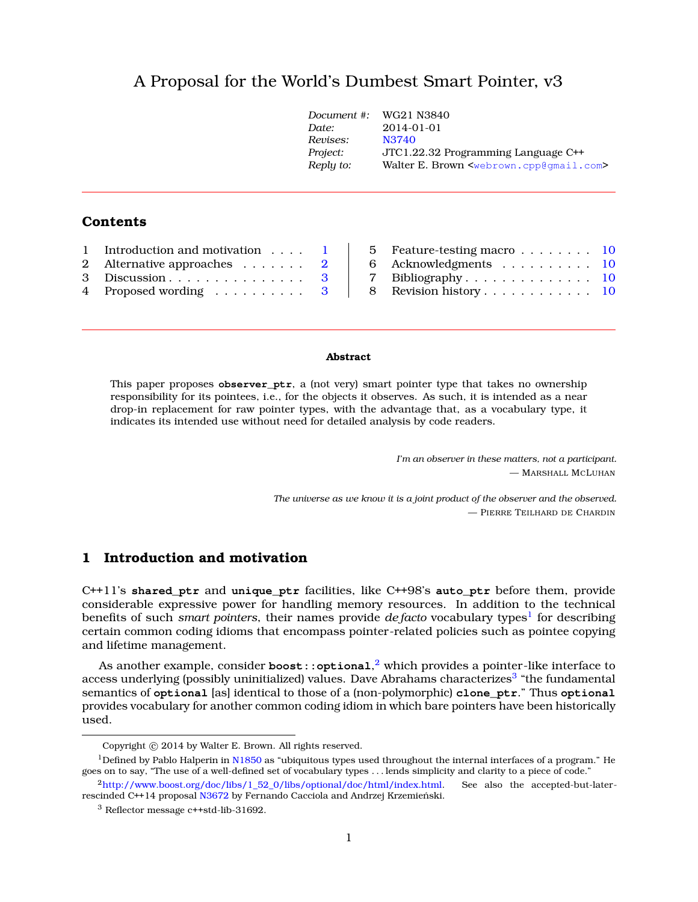# A Proposal for the World's Dumbest Smart Pointer, v3

| | |
|---|---|
| *Document #:* | WG21 N3840 |
| *Date:* | 2014-01-01 |
| *Revises:* | N3740 |
| *Project:* | JTC1.22.32 Programming Language C++ |
| *Reply to:* | Walter E. Brown <webrown.cpp@gmail.com> |

## Contents

1 Introduction and motivation . . . . 1
2 Alternative approaches . . . . . . . 2
3 Discussion . . . . . . . . . . . . . . . 3
4 Proposed wording . . . . . . . . . . 3
5 Feature-testing macro . . . . . . . . 10
6 Acknowledgments . . . . . . . . . . 10
7 Bibliography . . . . . . . . . . . . . . 10
8 Revision history . . . . . . . . . . . . 10

**Abstract**

This paper proposes **observer_ptr**, a (not very) smart pointer type that takes no ownership responsibility for its pointees, i.e., for the objects it observes. As such, it is intended as a near drop-in replacement for raw pointer types, with the advantage that, as a vocabulary type, it indicates its intended use without need for detailed analysis by code readers.

*I'm an observer in these matters, not a participant.*
— MARSHALL MCLUHAN

*The universe as we know it is a joint product of the observer and the observed.*
— PIERRE TEILHARD DE CHARDIN

## 1 Introduction and motivation

C++11's **shared_ptr** and **unique_ptr** facilities, like C++98's **auto_ptr** before them, provide considerable expressive power for handling memory resources. In addition to the technical benefits of such *smart pointers*, their names provide *de facto* vocabulary types[1] for describing certain common coding idioms that encompass pointer-related policies such as pointee copying and lifetime management.

As another example, consider **boost::optional**,[2] which provides a pointer-like interface to access underlying (possibly uninitialized) values. Dave Abrahams characterizes[3] "the fundamental semantics of **optional** [as] identical to those of a (non-polymorphic) **clone_ptr**." Thus **optional** provides vocabulary for another common coding idiom in which bare pointers have been historically used.

---

Copyright © 2014 by Walter E. Brown. All rights reserved.

[1] Defined by Pablo Halperin in N1850 as "ubiquitous types used throughout the internal interfaces of a program." He goes on to say, "The use of a well-defined set of vocabulary types . . . lends simplicity and clarity to a piece of code."

[2] http://www.boost.org/doc/libs/1_52_0/libs/optional/doc/html/index.html. See also the accepted-but-later-rescinded C++14 proposal N3672 by Fernando Cacciola and Andrzej Krzemieński.

[3] Reflector message c++std-lib-31692.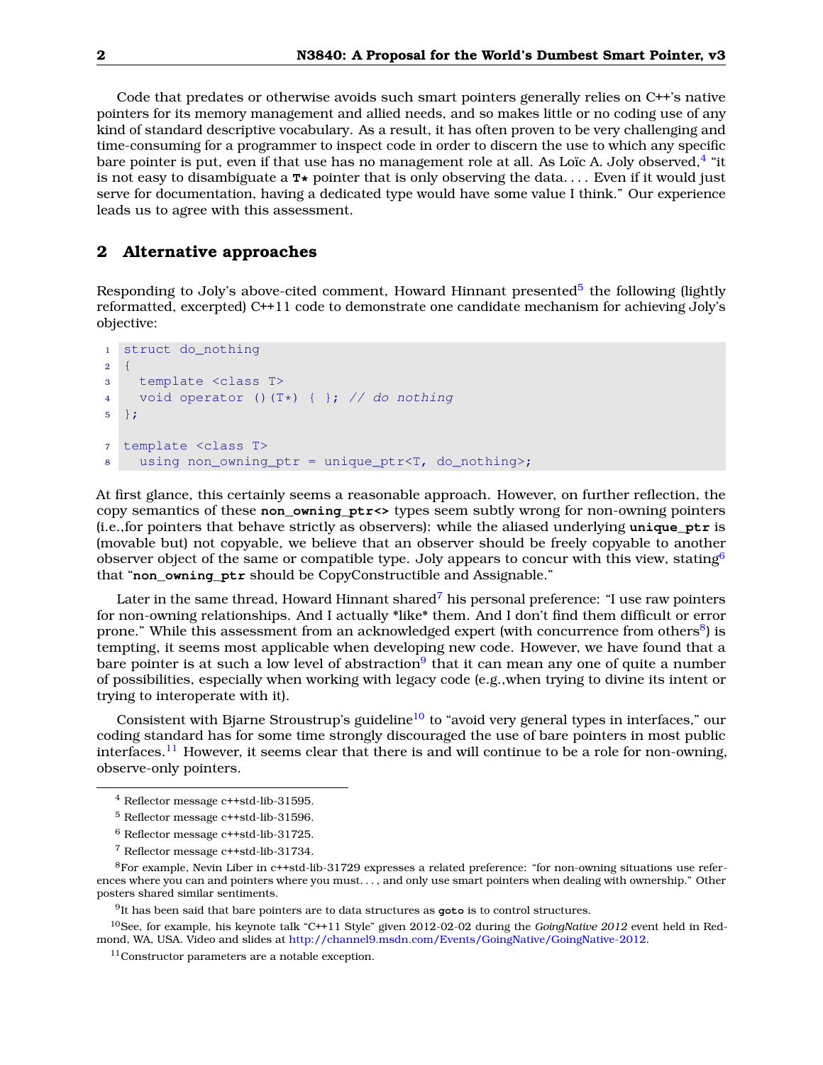Code that predates or otherwise avoids such smart pointers generally relies on C++'s native pointers for its memory management and allied needs, and so makes little or no coding use of any kind of standard descriptive vocabulary. As a result, it has often proven to be very challenging and time-consuming for a programmer to inspect code in order to discern the use to which any specific bare pointer is put, even if that use has no management role at all. As Loïc A. Joly observed,[4] "it is not easy to disambiguate a `T*` pointer that is only observing the data. . . . Even if it would just serve for documentation, having a dedicated type would have some value I think." Our experience leads us to agree with this assessment.

## 2 Alternative approaches

Responding to Joly's above-cited comment, Howard Hinnant presented[5] the following (lightly reformatted, excerpted) C++11 code to demonstrate one candidate mechanism for achieving Joly's objective:

```
struct do_nothing
{
  template <class T>
  void operator ()(T*) { }; // do nothing
};

template <class T>
  using non_owning_ptr = unique_ptr<T, do_nothing>;
```

At first glance, this certainly seems a reasonable approach. However, on further reflection, the copy semantics of these **non_owning_ptr<>** types seem subtly wrong for non-owning pointers (i.e.,for pointers that behave strictly as observers): while the aliased underlying **unique_ptr** is (movable but) not copyable, we believe that an observer should be freely copyable to another observer object of the same or compatible type. Joly appears to concur with this view, stating[6] that "**non_owning_ptr** should be CopyConstructible and Assignable."

Later in the same thread, Howard Hinnant shared[7] his personal preference: "I use raw pointers for non-owning relationships. And I actually *like* them. And I don't find them difficult or error prone." While this assessment from an acknowledged expert (with concurrence from others[8]) is tempting, it seems most applicable when developing new code. However, we have found that a bare pointer is at such a low level of abstraction[9] that it can mean any one of quite a number of possibilities, especially when working with legacy code (e.g.,when trying to divine its intent or trying to interoperate with it).

Consistent with Bjarne Stroustrup's guideline[10] to "avoid very general types in interfaces," our coding standard has for some time strongly discouraged the use of bare pointers in most public interfaces.[11] However, it seems clear that there is and will continue to be a role for non-owning, observe-only pointers.

---

[4] Reflector message c++std-lib-31595.

[5] Reflector message c++std-lib-31596.

[6] Reflector message c++std-lib-31725.

[7] Reflector message c++std-lib-31734.

[8] For example, Nevin Liber in c++std-lib-31729 expresses a related preference: "for non-owning situations use references where you can and pointers where you must. . . , and only use smart pointers when dealing with ownership." Other posters shared similar sentiments.

[9] It has been said that bare pointers are to data structures as `goto` is to control structures.

[10] See, for example, his keynote talk "C++11 Style" given 2012-02-02 during the *GoingNative 2012* event held in Redmond, WA, USA. Video and slides at http://channel9.msdn.com/Events/GoingNative/GoingNative-2012.

[11] Constructor parameters are a notable exception.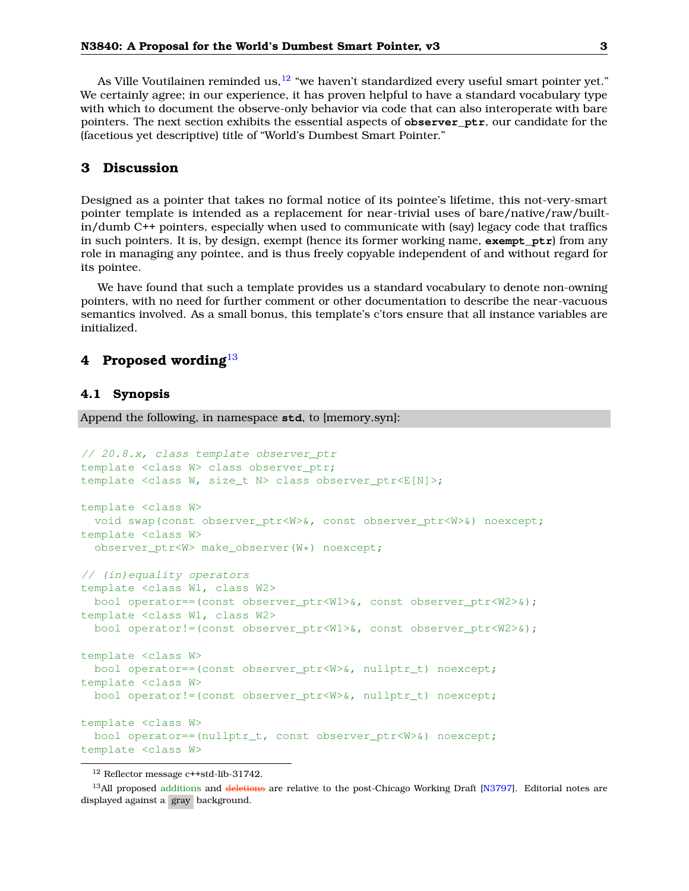As Ville Voutilainen reminded us,[12] "we haven't standardized every useful smart pointer yet." We certainly agree; in our experience, it has proven helpful to have a standard vocabulary type with which to document the observe-only behavior via code that can also interoperate with bare pointers. The next section exhibits the essential aspects of **observer_ptr**, our candidate for the (facetious yet descriptive) title of "World's Dumbest Smart Pointer."

## 3 Discussion

Designed as a pointer that takes no formal notice of its pointee's lifetime, this not-very-smart pointer template is intended as a replacement for near-trivial uses of bare/native/raw/built-in/dumb C++ pointers, especially when used to communicate with (say) legacy code that traffics in such pointers. It is, by design, exempt (hence its former working name, **exempt_ptr**) from any role in managing any pointee, and is thus freely copyable independent of and without regard for its pointee.

We have found that such a template provides us a standard vocabulary to denote non-owning pointers, with no need for further comment or other documentation to describe the near-vacuous semantics involved. As a small bonus, this template's c'tors ensure that all instance variables are initialized.

## 4 Proposed wording[13]

### 4.1 Synopsis

Append the following, in namespace **std**, to [memory.syn]:

```
// 20.8.x, class template observer_ptr
template <class W> class observer_ptr;
template <class W, size_t N> class observer_ptr<E[N]>;

template <class W>
  void swap(const observer_ptr<W>&, const observer_ptr<W>&) noexcept;
template <class W>
  observer_ptr<W> make_observer(W*) noexcept;

// (in)equality operators
template <class W1, class W2>
  bool operator==(const observer_ptr<W1>&, const observer_ptr<W2>&);
template <class W1, class W2>
  bool operator!=(const observer_ptr<W1>&, const observer_ptr<W2>&);

template <class W>
  bool operator==(const observer_ptr<W>&, nullptr_t) noexcept;
template <class W>
  bool operator!=(const observer_ptr<W>&, nullptr_t) noexcept;

template <class W>
  bool operator==(nullptr_t, const observer_ptr<W>&) noexcept;
template <class W>
```

[12] Reflector message c++std-lib-31742.

[13] All proposed additions and ~~deletions~~ are relative to the post-Chicago Working Draft [N3797]. Editorial notes are displayed against a gray background.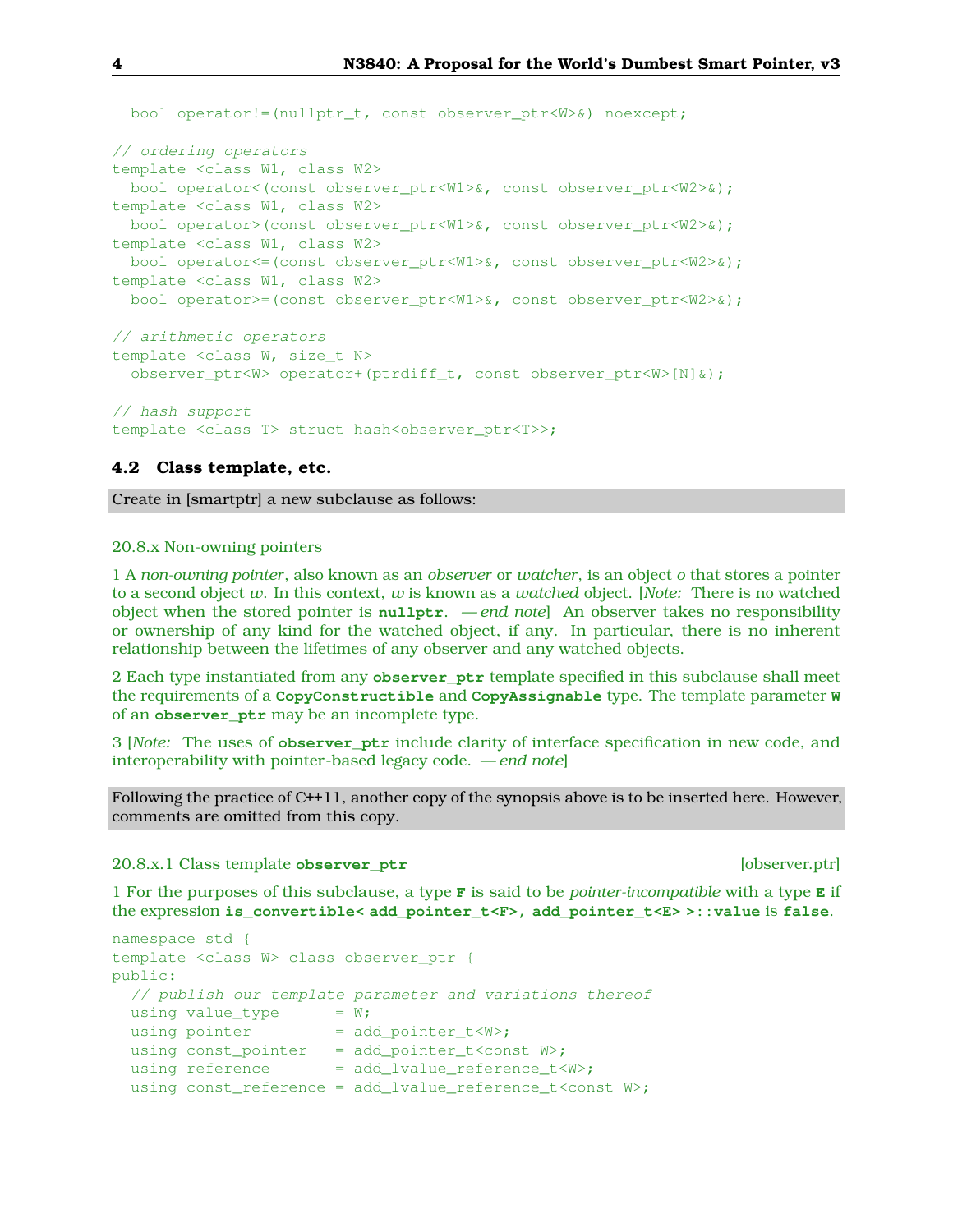```
  bool operator!=(nullptr_t, const observer_ptr<W>&) noexcept;

// ordering operators
template <class W1, class W2>
  bool operator<(const observer_ptr<W1>&, const observer_ptr<W2>&);
template <class W1, class W2>
  bool operator>(const observer_ptr<W1>&, const observer_ptr<W2>&);
template <class W1, class W2>
  bool operator<=(const observer_ptr<W1>&, const observer_ptr<W2>&);
template <class W1, class W2>
  bool operator>=(const observer_ptr<W1>&, const observer_ptr<W2>&);

// arithmetic operators
template <class W, size_t N>
  observer_ptr<W> operator+(ptrdiff_t, const observer_ptr<W>[N]&);

// hash support
template <class T> struct hash<observer_ptr<T>>;
```

### 4.2 Class template, etc.

Create in [smartptr] a new subclause as follows:

20.8.x Non-owning pointers

1 A *non-owning pointer*, also known as an *observer* or *watcher*, is an object *o* that stores a pointer to a second object *w*. In this context, *w* is known as a *watched* object. [*Note:* There is no watched object when the stored pointer is **`nullptr`**. — *end note*] An observer takes no responsibility or ownership of any kind for the watched object, if any. In particular, there is no inherent relationship between the lifetimes of any observer and any watched objects.

2 Each type instantiated from any **`observer_ptr`** template specified in this subclause shall meet the requirements of a **`CopyConstructible`** and **`CopyAssignable`** type. The template parameter **`W`** of an **`observer_ptr`** may be an incomplete type.

3 [*Note:* The uses of **`observer_ptr`** include clarity of interface specification in new code, and interoperability with pointer-based legacy code. — *end note*]

Following the practice of C++11, another copy of the synopsis above is to be inserted here. However, comments are omitted from this copy.

20.8.x.1 Class template **`observer_ptr`** [observer.ptr]

1 For the purposes of this subclause, a type **`F`** is said to be *pointer-incompatible* with a type **`E`** if the expression **`is_convertible< add_pointer_t<F>, add_pointer_t<E> >::value`** is **`false`**.

```
namespace std {
template <class W> class observer_ptr {
public:
  // publish our template parameter and variations thereof
  using value_type      = W;
  using pointer         = add_pointer_t<W>;
  using const_pointer   = add_pointer_t<const W>;
  using reference       = add_lvalue_reference_t<W>;
  using const_reference = add_lvalue_reference_t<const W>;
```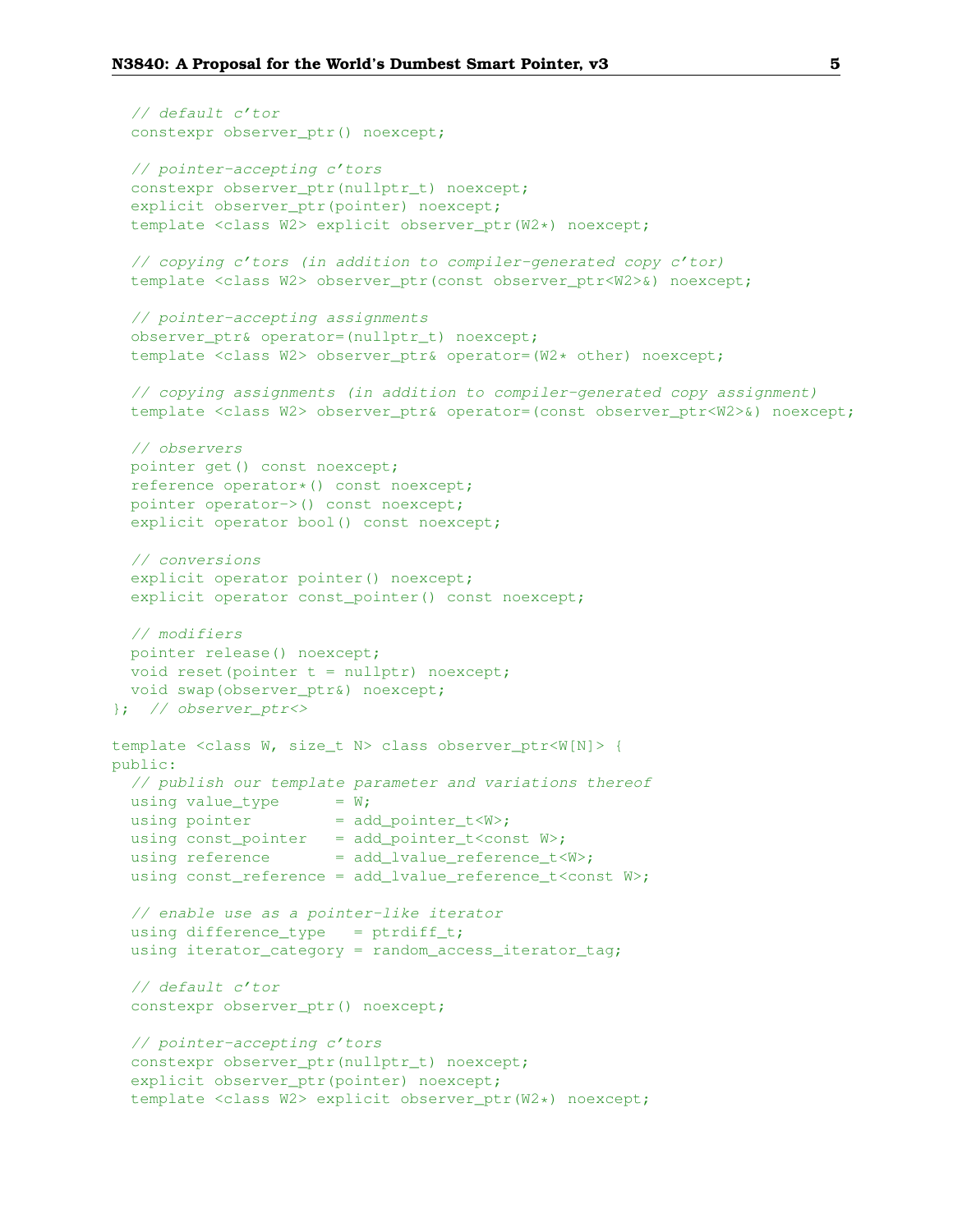```
  // default c'tor
  constexpr observer_ptr() noexcept;

  // pointer-accepting c'tors
  constexpr observer_ptr(nullptr_t) noexcept;
  explicit observer_ptr(pointer) noexcept;
  template <class W2> explicit observer_ptr(W2*) noexcept;

  // copying c'tors (in addition to compiler-generated copy c'tor)
  template <class W2> observer_ptr(const observer_ptr<W2>&) noexcept;

  // pointer-accepting assignments
  observer_ptr& operator=(nullptr_t) noexcept;
  template <class W2> observer_ptr& operator=(W2* other) noexcept;

  // copying assignments (in addition to compiler-generated copy assignment)
  template <class W2> observer_ptr& operator=(const observer_ptr<W2>&) noexcept;

  // observers
  pointer get() const noexcept;
  reference operator*() const noexcept;
  pointer operator->() const noexcept;
  explicit operator bool() const noexcept;

  // conversions
  explicit operator pointer() noexcept;
  explicit operator const_pointer() const noexcept;

  // modifiers
  pointer release() noexcept;
  void reset(pointer t = nullptr) noexcept;
  void swap(observer_ptr&) noexcept;
};  // observer_ptr<>

template <class W, size_t N> class observer_ptr<W[N]> {
public:
  // publish our template parameter and variations thereof
  using value_type      = W;
  using pointer         = add_pointer_t<W>;
  using const_pointer   = add_pointer_t<const W>;
  using reference       = add_lvalue_reference_t<W>;
  using const_reference = add_lvalue_reference_t<const W>;

  // enable use as a pointer-like iterator
  using difference_type   = ptrdiff_t;
  using iterator_category = random_access_iterator_tag;

  // default c'tor
  constexpr observer_ptr() noexcept;

  // pointer-accepting c'tors
  constexpr observer_ptr(nullptr_t) noexcept;
  explicit observer_ptr(pointer) noexcept;
  template <class W2> explicit observer_ptr(W2*) noexcept;
```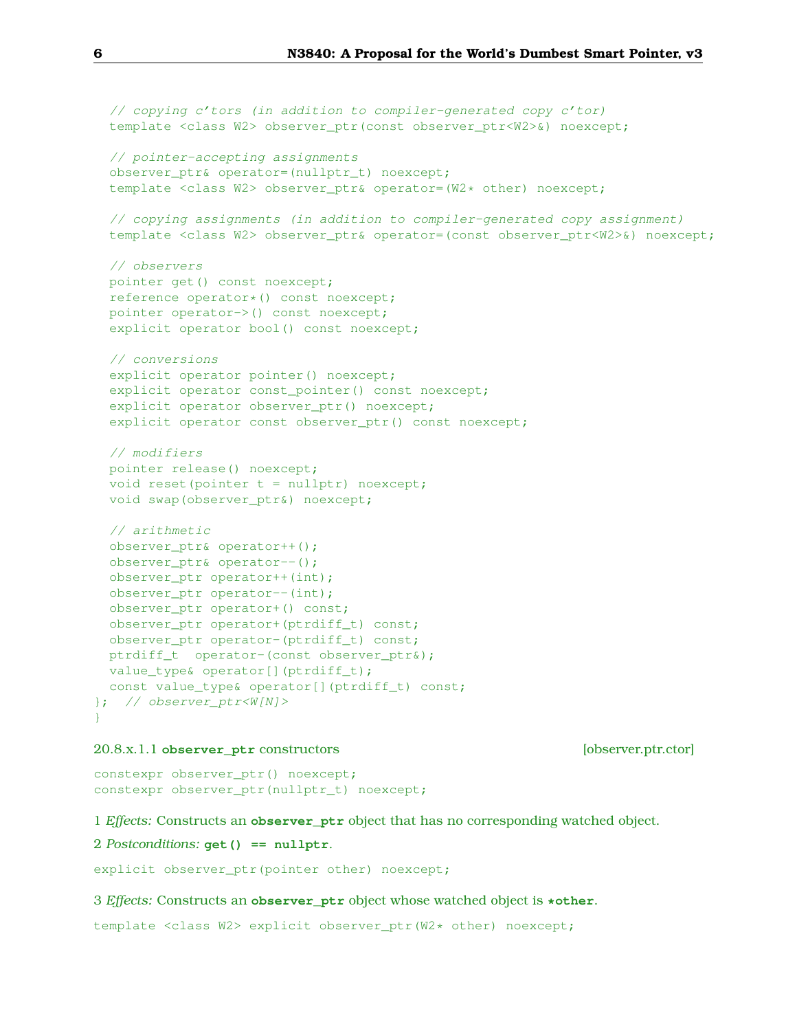```
  // copying c'tors (in addition to compiler-generated copy c'tor)
  template <class W2> observer_ptr(const observer_ptr<W2>&) noexcept;

  // pointer-accepting assignments
  observer_ptr& operator=(nullptr_t) noexcept;
  template <class W2> observer_ptr& operator=(W2* other) noexcept;

  // copying assignments (in addition to compiler-generated copy assignment)
  template <class W2> observer_ptr& operator=(const observer_ptr<W2>&) noexcept;

  // observers
  pointer get() const noexcept;
  reference operator*() const noexcept;
  pointer operator->() const noexcept;
  explicit operator bool() const noexcept;

  // conversions
  explicit operator pointer() noexcept;
  explicit operator const_pointer() const noexcept;
  explicit operator observer_ptr() noexcept;
  explicit operator const observer_ptr() const noexcept;

  // modifiers
  pointer release() noexcept;
  void reset(pointer t = nullptr) noexcept;
  void swap(observer_ptr&) noexcept;

  // arithmetic
  observer_ptr& operator++();
  observer_ptr& operator--();
  observer_ptr operator++(int);
  observer_ptr operator--(int);
  observer_ptr operator+() const;
  observer_ptr operator+(ptrdiff_t) const;
  observer_ptr operator-(ptrdiff_t) const;
  ptrdiff_t  operator-(const observer_ptr&);
  value_type& operator[](ptrdiff_t);
  const value_type& operator[](ptrdiff_t) const;
};  // observer_ptr<W[N]>
}
```

#### 20.8.x.1.1 `observer_ptr` constructors [observer.ptr.ctor]

```
constexpr observer_ptr() noexcept;
constexpr observer_ptr(nullptr_t) noexcept;
```

1 *Effects:* Constructs an **`observer_ptr`** object that has no corresponding watched object.

2 *Postconditions:* **`get() == nullptr`**.

```
explicit observer_ptr(pointer other) noexcept;
```

3 *Effects:* Constructs an **`observer_ptr`** object whose watched object is **`*other`**.

```
template <class W2> explicit observer_ptr(W2* other) noexcept;
```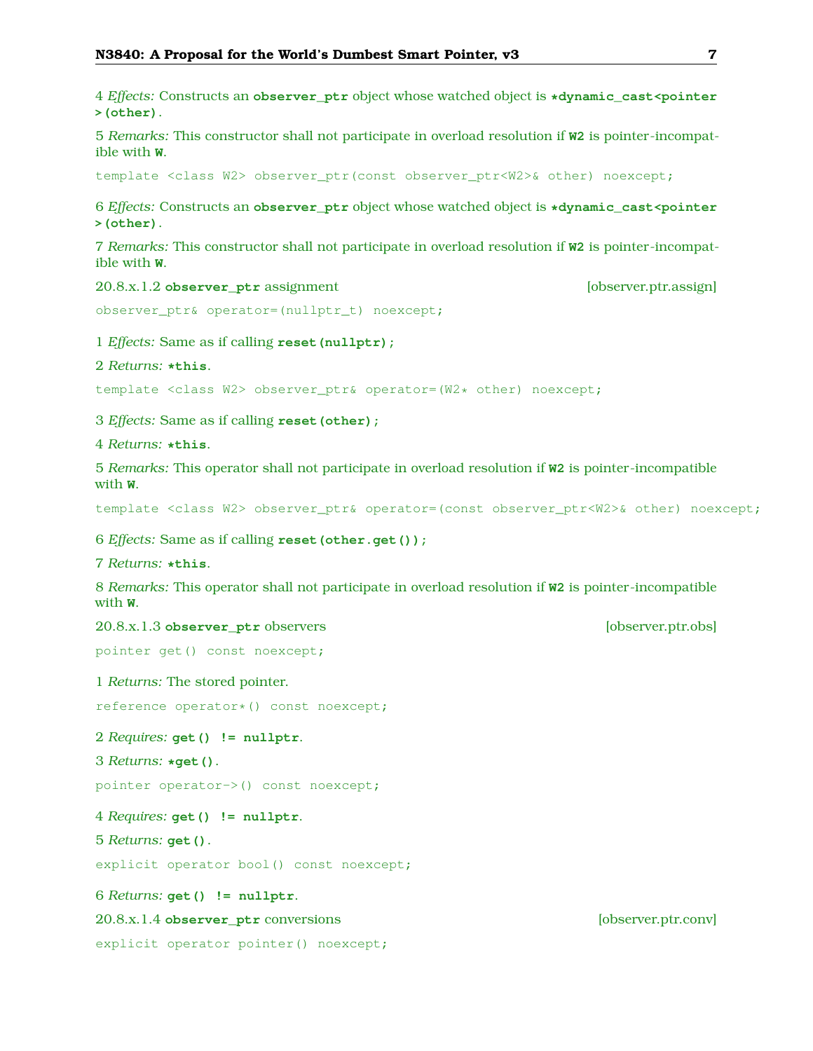4 *Effects:* Constructs an **observer_ptr** object whose watched object is **\*dynamic_cast<pointer>(other)**.

5 *Remarks:* This constructor shall not participate in overload resolution if **W2** is pointer-incompatible with **W**.

```
template <class W2> observer_ptr(const observer_ptr<W2>& other) noexcept;
```

6 *Effects:* Constructs an **observer_ptr** object whose watched object is **\*dynamic_cast<pointer>(other)**.

7 *Remarks:* This constructor shall not participate in overload resolution if **W2** is pointer-incompatible with **W**.

### 20.8.x.1.2 **observer_ptr** assignment [observer.ptr.assign]

```
observer_ptr& operator=(nullptr_t) noexcept;
```

1 *Effects:* Same as if calling **reset(nullptr);**

2 *Returns:* **\*this**.

```
template <class W2> observer_ptr& operator=(W2* other) noexcept;
```

3 *Effects:* Same as if calling **reset(other);**

4 *Returns:* **\*this**.

5 *Remarks:* This operator shall not participate in overload resolution if **W2** is pointer-incompatible with **W**.

```
template <class W2> observer_ptr& operator=(const observer_ptr<W2>& other) noexcept;
```

6 *Effects:* Same as if calling **reset(other.get());**

7 *Returns:* **\*this**.

8 *Remarks:* This operator shall not participate in overload resolution if **W2** is pointer-incompatible with **W**.

### 20.8.x.1.3 **observer_ptr** observers [observer.ptr.obs]

```
pointer get() const noexcept;
```

1 *Returns:* The stored pointer.

```
reference operator*() const noexcept;
```

2 *Requires:* **get() != nullptr**.

3 *Returns:* **\*get()**.

```
pointer operator->() const noexcept;
```

4 *Requires:* **get() != nullptr**.

5 *Returns:* **get()**.

```
explicit operator bool() const noexcept;
```

6 *Returns:* **get() != nullptr**.

### 20.8.x.1.4 **observer_ptr** conversions [observer.ptr.conv]

```
explicit operator pointer() noexcept;
```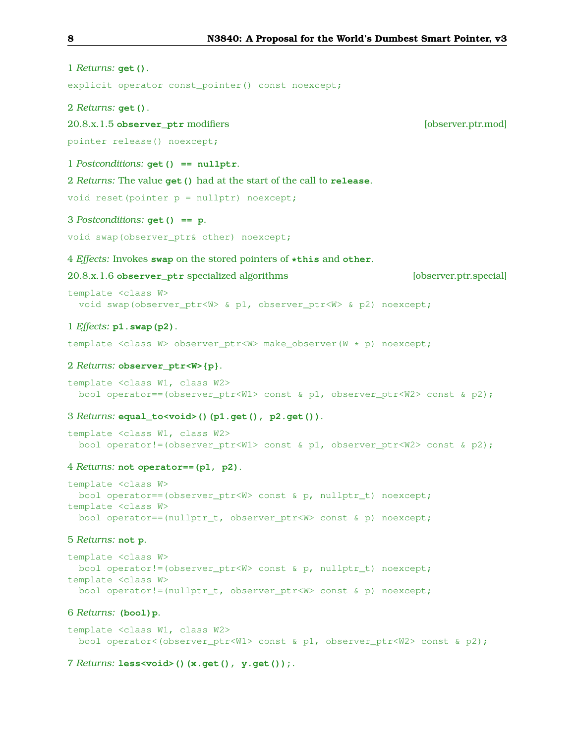1 *Returns:* **`get()`**.

```
explicit operator const_pointer() const noexcept;
```

2 *Returns:* **`get()`**.

### 20.8.x.1.5 `observer_ptr` modifiers [observer.ptr.mod]

```
pointer release() noexcept;
```

1 *Postconditions:* **`get() == nullptr`**.

2 *Returns:* The value **`get()`** had at the start of the call to **`release`**.

```
void reset(pointer p = nullptr) noexcept;
```

3 *Postconditions:* **`get() == p`**.

```
void swap(observer_ptr& other) noexcept;
```

4 *Effects:* Invokes **`swap`** on the stored pointers of **`*this`** and **`other`**.

### 20.8.x.1.6 `observer_ptr` specialized algorithms [observer.ptr.special]

```
template <class W>
  void swap(observer_ptr<W> & p1, observer_ptr<W> & p2) noexcept;
```

1 *Effects:* **`p1.swap(p2)`**.

```
template <class W> observer_ptr<W> make_observer(W * p) noexcept;
```

2 *Returns:* **`observer_ptr<W>{p}`**.

```
template <class W1, class W2>
  bool operator==(observer_ptr<W1> const & p1, observer_ptr<W2> const & p2);
```

3 *Returns:* **`equal_to<void>()(p1.get(), p2.get())`**.

```
template <class W1, class W2>
  bool operator!=(observer_ptr<W1> const & p1, observer_ptr<W2> const & p2);
```

4 *Returns:* **`not operator==(p1, p2)`**.

```
template <class W>
  bool operator==(observer_ptr<W> const & p, nullptr_t) noexcept;
template <class W>
  bool operator==(nullptr_t, observer_ptr<W> const & p) noexcept;
```

5 *Returns:* **`not p`**.

```
template <class W>
  bool operator!=(observer_ptr<W> const & p, nullptr_t) noexcept;
template <class W>
  bool operator!=(nullptr_t, observer_ptr<W> const & p) noexcept;
```

6 *Returns:* **`(bool)p`**.

```
template <class W1, class W2>
  bool operator<(observer_ptr<W1> const & p1, observer_ptr<W2> const & p2);
```

7 *Returns:* **`less<void>()(x.get(), y.get());`**.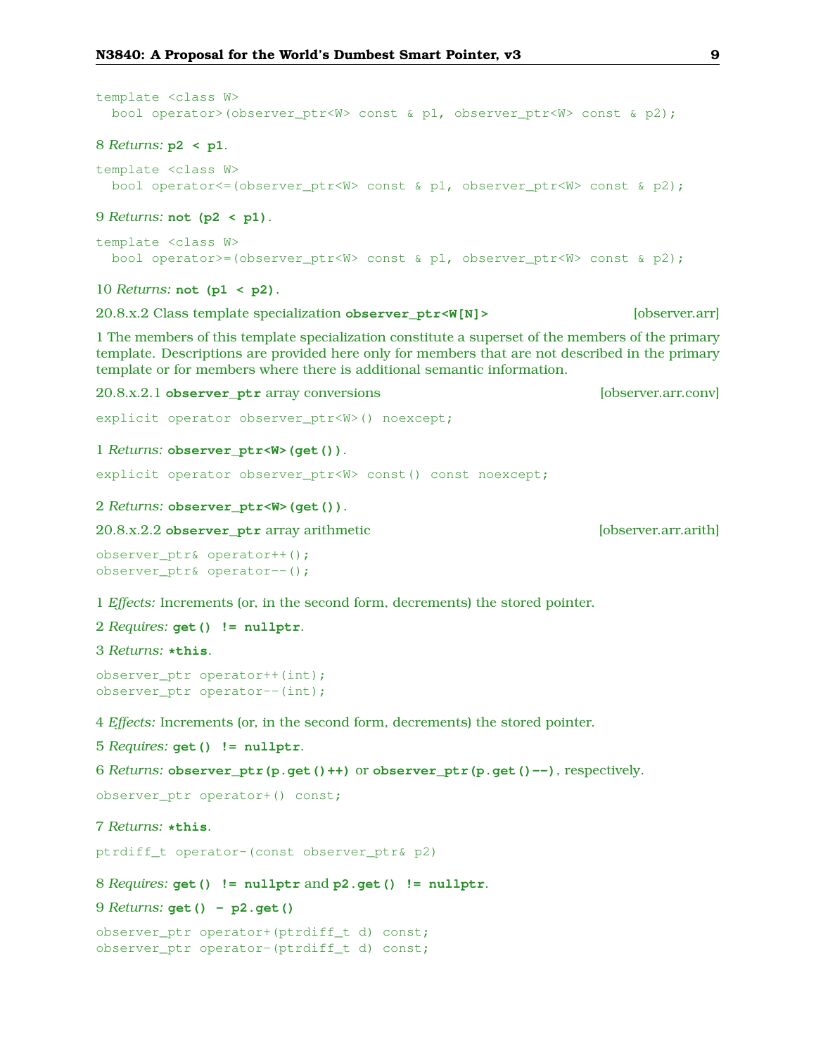```
template <class W>
  bool operator>(observer_ptr<W> const & p1, observer_ptr<W> const & p2);
```

8 *Returns:* **`p2 < p1`**.

```
template <class W>
  bool operator<=(observer_ptr<W> const & p1, observer_ptr<W> const & p2);
```

9 *Returns:* **`not (p2 < p1)`**.

```
template <class W>
  bool operator>=(observer_ptr<W> const & p1, observer_ptr<W> const & p2);
```

10 *Returns:* **`not (p1 < p2)`**.

### 20.8.x.2 Class template specialization **`observer_ptr<W[N]>`** [observer.arr]

1 The members of this template specialization constitute a superset of the members of the primary template. Descriptions are provided here only for members that are not described in the primary template or for members where there is additional semantic information.

#### 20.8.x.2.1 **`observer_ptr`** array conversions [observer.arr.conv]

```
explicit operator observer_ptr<W>() noexcept;
```

1 *Returns:* **`observer_ptr<W>(get())`**.

```
explicit operator observer_ptr<W> const() const noexcept;
```

2 *Returns:* **`observer_ptr<W>(get())`**.

#### 20.8.x.2.2 **`observer_ptr`** array arithmetic [observer.arr.arith]

```
observer_ptr& operator++();
observer_ptr& operator--();
```

1 *Effects:* Increments (or, in the second form, decrements) the stored pointer.

2 *Requires:* **`get() != nullptr`**.

3 *Returns:* **`*this`**.

```
observer_ptr operator++(int);
observer_ptr operator--(int);
```

4 *Effects:* Increments (or, in the second form, decrements) the stored pointer.

5 *Requires:* **`get() != nullptr`**.

6 *Returns:* **`observer_ptr(p.get()++)`** or **`observer_ptr(p.get()--)`**, respectively.

```
observer_ptr operator+() const;
```

7 *Returns:* **`*this`**.

```
ptrdiff_t operator-(const observer_ptr& p2)
```

8 *Requires:* **`get() != nullptr`** and **`p2.get() != nullptr`**.

9 *Returns:* **`get() - p2.get()`**

```
observer_ptr operator+(ptrdiff_t d) const;
observer_ptr operator-(ptrdiff_t d) const;
```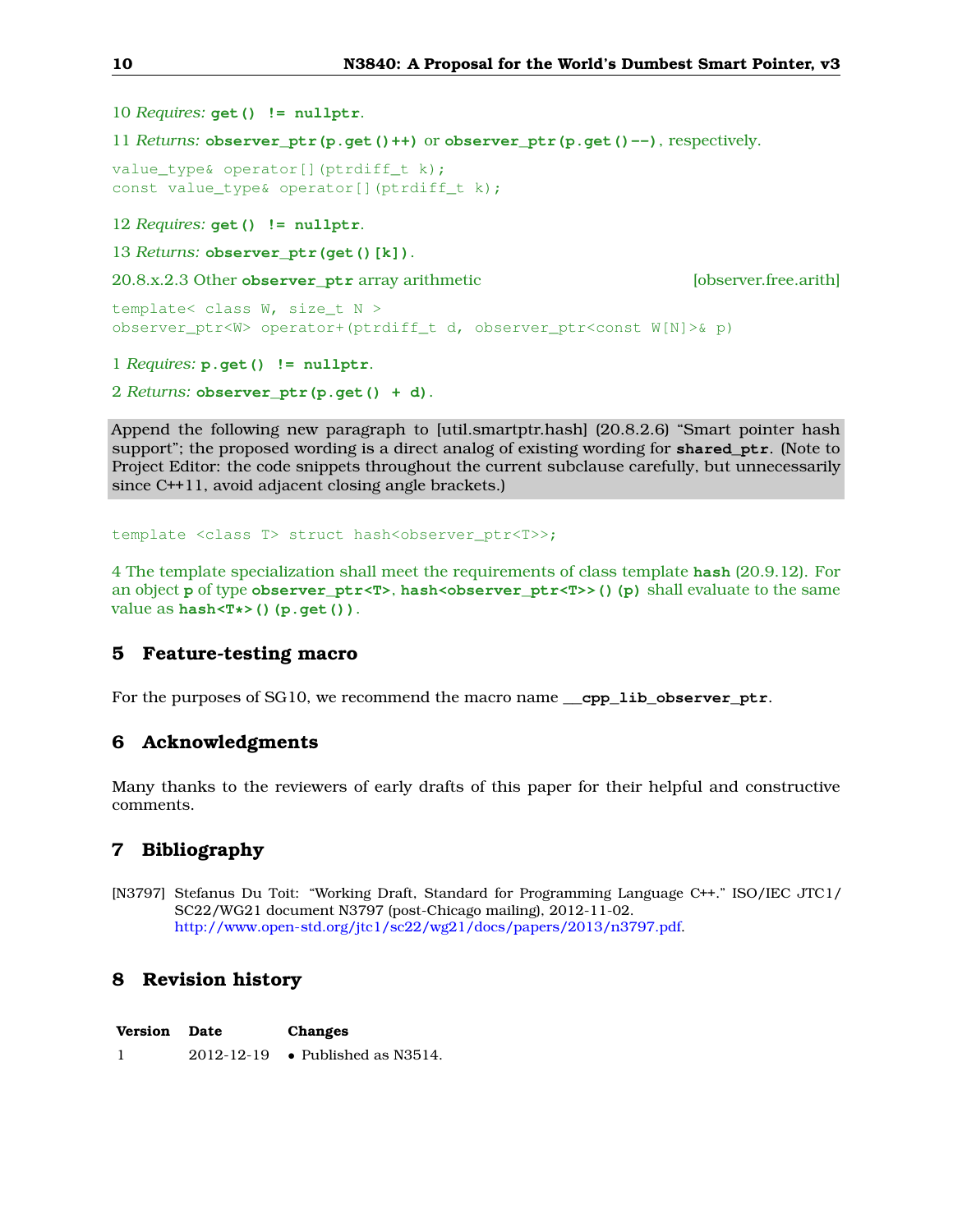10 *Requires:* `get() != nullptr`.

11 *Returns:* `observer_ptr(p.get()++)` or `observer_ptr(p.get()--)`, respectively.

```
value_type& operator[](ptrdiff_t k);
const value_type& operator[](ptrdiff_t k);
```

12 *Requires:* `get() != nullptr`.

13 *Returns:* `observer_ptr(get()[k])`.

20.8.x.2.3 Other `observer_ptr` array arithmetic [observer.free.arith]

```
template< class W, size_t N >
observer_ptr<W> operator+(ptrdiff_t d, observer_ptr<const W[N]>& p)
```

1 *Requires:* `p.get() != nullptr`.

2 *Returns:* `observer_ptr(p.get() + d)`.

Append the following new paragraph to [util.smartptr.hash] (20.8.2.6) “Smart pointer hash support”; the proposed wording is a direct analog of existing wording for **`shared_ptr`**. (Note to Project Editor: the code snippets throughout the current subclause carefully, but unnecessarily since C++11, avoid adjacent closing angle brackets.)

```
template <class T> struct hash<observer_ptr<T>>;
```

4 The template specialization shall meet the requirements of class template `hash` (20.9.12). For an object `p` of type `observer_ptr<T>`, `hash<observer_ptr<T>>()(p)` shall evaluate to the same value as `hash<T*>()(p.get())`.

## 5 Feature-testing macro

For the purposes of SG10, we recommend the macro name **`__cpp_lib_observer_ptr`**.

## 6 Acknowledgments

Many thanks to the reviewers of early drafts of this paper for their helpful and constructive comments.

## 7 Bibliography

[N3797] Stefanus Du Toit: “Working Draft, Standard for Programming Language C++.” ISO/IEC JTC1/SC22/WG21 document N3797 (post-Chicago mailing), 2012-11-02. http://www.open-std.org/jtc1/sc22/wg21/docs/papers/2013/n3797.pdf.

## 8 Revision history

| Version | Date | Changes |
|---|---|---|
| 1 | 2012-12-19 | • Published as N3514. |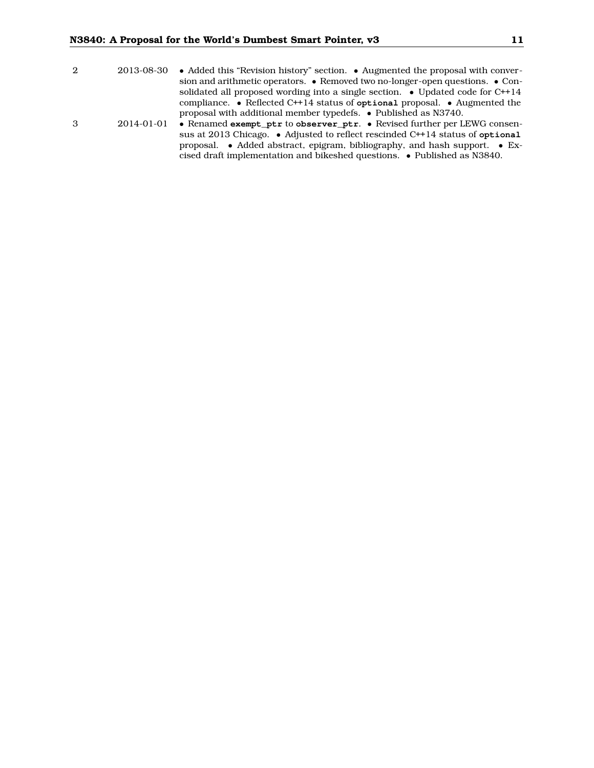| | | |
|---|---|---|
| 2 | 2013-08-30 | • Added this "Revision history" section. • Augmented the proposal with conversion and arithmetic operators. • Removed two no-longer-open questions. • Consolidated all proposed wording into a single section. • Updated code for C++14 compliance. • Reflected C++14 status of **`optional`** proposal. • Augmented the proposal with additional member typedefs. • Published as N3740. |
| 3 | 2014-01-01 | • Renamed **`exempt_ptr`** to **`observer_ptr`**. • Revised further per LEWG consensus at 2013 Chicago. • Adjusted to reflect rescinded C++14 status of **`optional`** proposal. • Added abstract, epigram, bibliography, and hash support. • Excised draft implementation and bikeshed questions. • Published as N3840. |